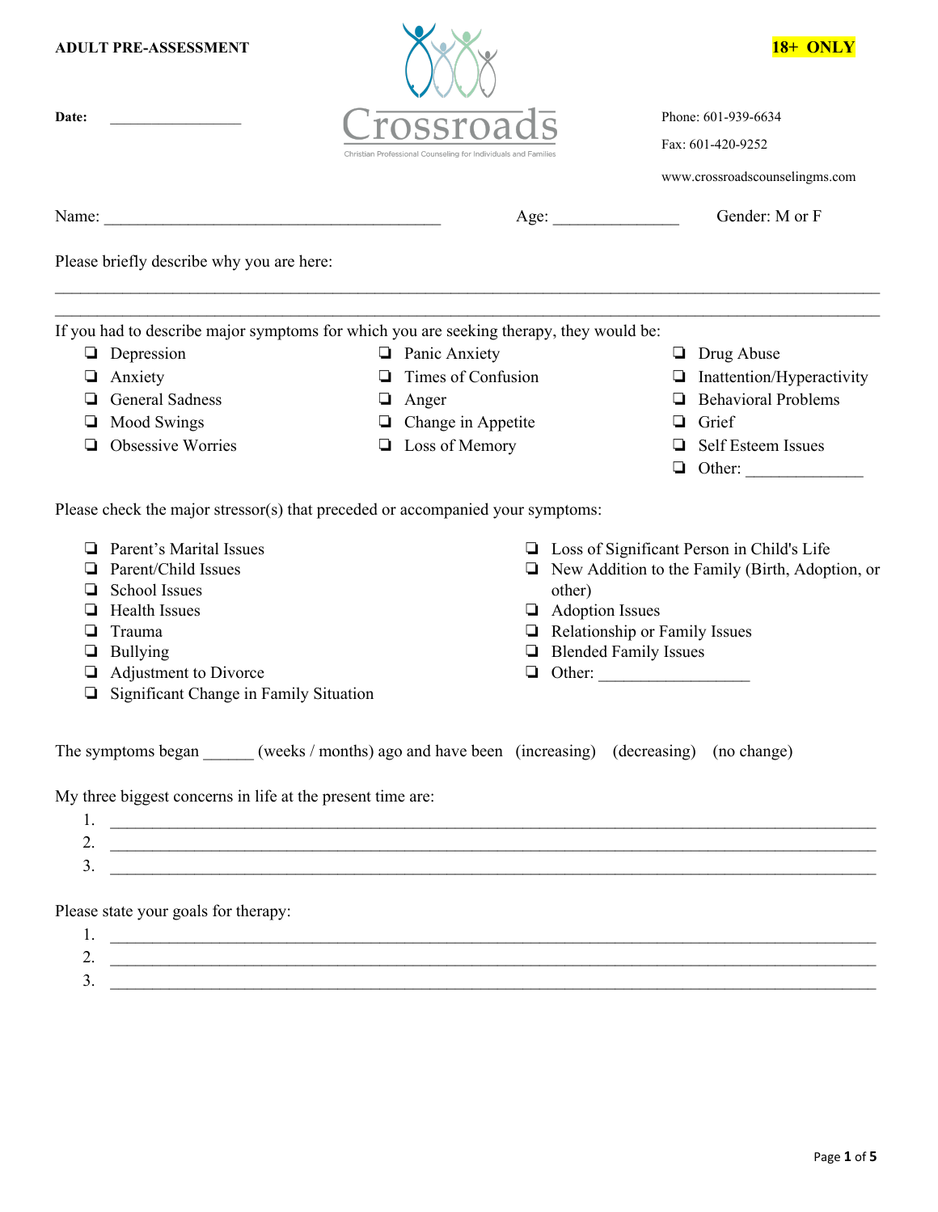**ADULT PRE-ASSESSMENT**

**18+ ONLY**

**Date:** _________________

Crossroads

Christian Professional Counseling for Individuals and Families

Phone: 601-939-6634

Fax: 601-420-9252

www.crossroadscounselingms.com

Name: ___________________________________________ Age: ________________ Gender: M or F

Please briefly describe why you are here:

_______________________________________________________________________________________________

_______________________________________________________________________________________________

If you had to describe major symptoms for which you are seeking therapy, they would be:

- ❏ Depression
- ❏ Anxiety
- ❏ General Sadness
- ❏ Mood Swings
- ❏ Obsessive Worries
- ❏ Panic Anxiety
- ❏ Times of Confusion
- ❏ Anger
- ❏ Change in Appetite
- ❏ Loss of Memory
- ❏ Drug Abuse
- ❏ Inattention/Hyperactivity
- ❏ Behavioral Problems
- ❏ Grief
- ❏ Self Esteem Issues
- ❏ Other: ______________

Please check the major stressor(s) that preceded or accompanied your symptoms:

- ❏ Parent's Marital Issues
- ❏ Parent/Child Issues
- ❏ School Issues
- ❏ Health Issues
- ❏ Trauma
- ❏ Bullying
- ❏ Adjustment to Divorce
- ❏ Significant Change in Family Situation
- ❏ Loss of Significant Person in Child's Life
- ❏ New Addition to the Family (Birth, Adoption, or other)
- ❏ Adoption Issues
- ❏ Relationship or Family Issues
- ❏ Blended Family Issues
- ❏ Other: __________________

The symptoms began ______ (weeks / months) ago and have been (increasing) (decreasing) (no change)

My three biggest concerns in life at the present time are:

1. _______________________________________________________________________________________
2. _______________________________________________________________________________________
3. _______________________________________________________________________________________

Please state your goals for therapy:

1. _______________________________________________________________________________________
2. _______________________________________________________________________________________
3. _______________________________________________________________________________________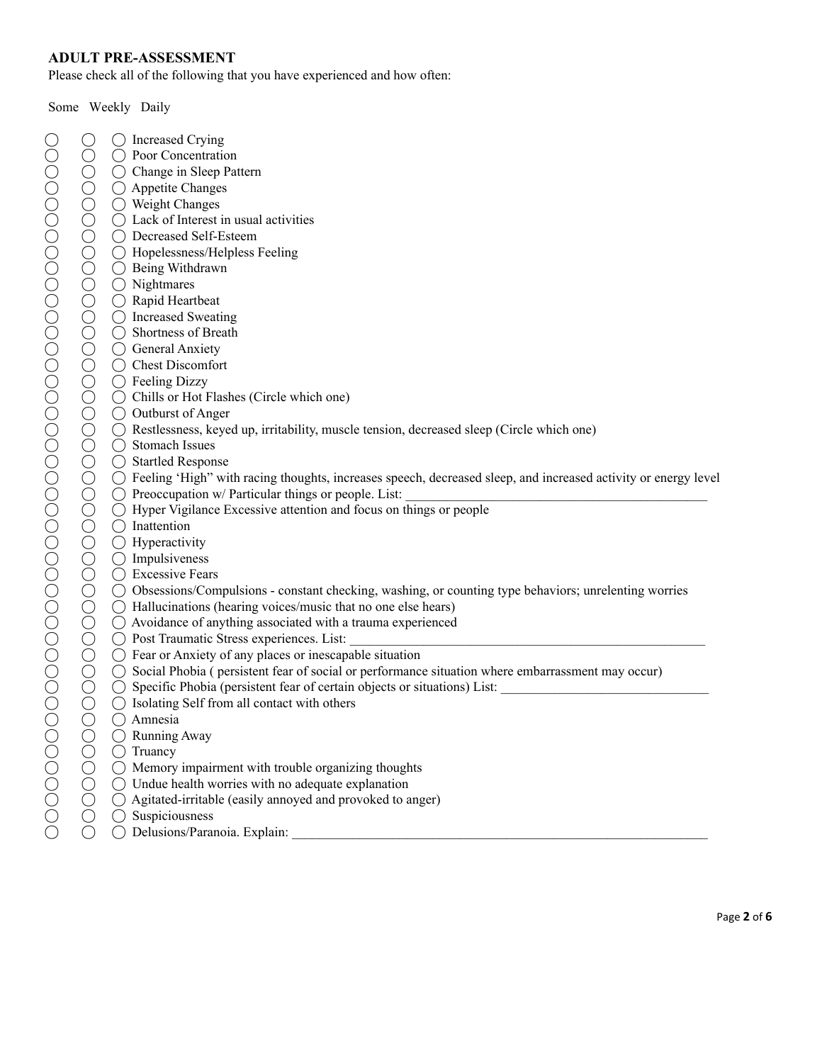## ADULT PRE-ASSESSMENT

Please check all of the following that you have experienced and how often:

| Some | Weekly | Daily | |
|---|---|---|---|
| ◯ | ◯ | ◯ | Increased Crying |
| ◯ | ◯ | ◯ | Poor Concentration |
| ◯ | ◯ | ◯ | Change in Sleep Pattern |
| ◯ | ◯ | ◯ | Appetite Changes |
| ◯ | ◯ | ◯ | Weight Changes |
| ◯ | ◯ | ◯ | Lack of Interest in usual activities |
| ◯ | ◯ | ◯ | Decreased Self-Esteem |
| ◯ | ◯ | ◯ | Hopelessness/Helpless Feeling |
| ◯ | ◯ | ◯ | Being Withdrawn |
| ◯ | ◯ | ◯ | Nightmares |
| ◯ | ◯ | ◯ | Rapid Heartbeat |
| ◯ | ◯ | ◯ | Increased Sweating |
| ◯ | ◯ | ◯ | Shortness of Breath |
| ◯ | ◯ | ◯ | General Anxiety |
| ◯ | ◯ | ◯ | Chest Discomfort |
| ◯ | ◯ | ◯ | Feeling Dizzy |
| ◯ | ◯ | ◯ | Chills or Hot Flashes (Circle which one) |
| ◯ | ◯ | ◯ | Outburst of Anger |
| ◯ | ◯ | ◯ | Restlessness, keyed up, irritability, muscle tension, decreased sleep (Circle which one) |
| ◯ | ◯ | ◯ | Stomach Issues |
| ◯ | ◯ | ◯ | Startled Response |
| ◯ | ◯ | ◯ | Feeling 'High' with racing thoughts, increases speech, decreased sleep, and increased activity or energy level |
| ◯ | ◯ | ◯ | Preoccupation w/ Particular things or people. List: ________________________________ |
| ◯ | ◯ | ◯ | Hyper Vigilance Excessive attention and focus on things or people |
| ◯ | ◯ | ◯ | Inattention |
| ◯ | ◯ | ◯ | Hyperactivity |
| ◯ | ◯ | ◯ | Impulsiveness |
| ◯ | ◯ | ◯ | Excessive Fears |
| ◯ | ◯ | ◯ | Obsessions/Compulsions - constant checking, washing, or counting type behaviors; unrelenting worries |
| ◯ | ◯ | ◯ | Hallucinations (hearing voices/music that no one else hears) |
| ◯ | ◯ | ◯ | Avoidance of anything associated with a trauma experienced |
| ◯ | ◯ | ◯ | Post Traumatic Stress experiences. List: ________________________________ |
| ◯ | ◯ | ◯ | Fear or Anxiety of any places or inescapable situation |
| ◯ | ◯ | ◯ | Social Phobia ( persistent fear of social or performance situation where embarrassment may occur) |
| ◯ | ◯ | ◯ | Specific Phobia (persistent fear of certain objects or situations) List: ________________________________ |
| ◯ | ◯ | ◯ | Isolating Self from all contact with others |
| ◯ | ◯ | ◯ | Amnesia |
| ◯ | ◯ | ◯ | Running Away |
| ◯ | ◯ | ◯ | Truancy |
| ◯ | ◯ | ◯ | Memory impairment with trouble organizing thoughts |
| ◯ | ◯ | ◯ | Undue health worries with no adequate explanation |
| ◯ | ◯ | ◯ | Agitated-irritable (easily annoyed and provoked to anger) |
| ◯ | ◯ | ◯ | Suspiciousness |
| ◯ | ◯ | ◯ | Delusions/Paranoia. Explain: ________________________________ |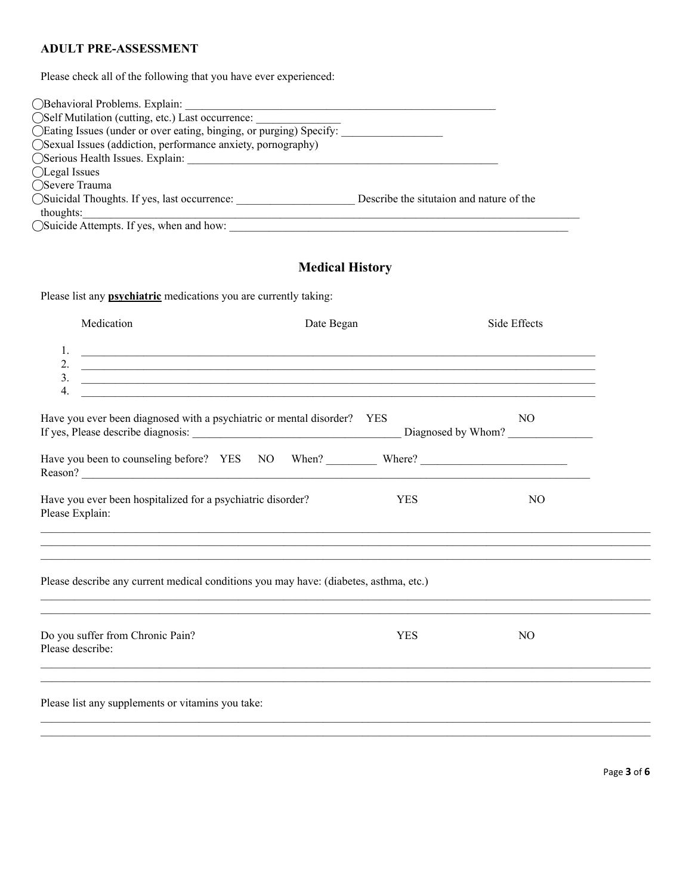**ADULT PRE-ASSESSMENT**

Please check all of the following that you have ever experienced:

◯Behavioral Problems. Explain: ________________________________________________________
◯Self Mutilation (cutting, etc.) Last occurrence: _______________
◯Eating Issues (under or over eating, binging, or purging) Specify: __________________
◯Sexual Issues (addiction, performance anxiety, pornography)
◯Serious Health Issues. Explain: _________________________________________________________
◯Legal Issues
◯Severe Trauma
◯Suicidal Thoughts. If yes, last occurrence: _____________________ Describe the situtaion and nature of the thoughts:_______________________________________________________________________________________
◯Suicide Attempts. If yes, when and how: _______________________________________________________________

## Medical History

Please list any **psychiatric** medications you are currently taking:

| Medication | Date Began | Side Effects |
|---|---|---|
| 1. | | |
| 2. | | |
| 3. | | |
| 4. | | |

Have you ever been diagnosed with a psychiatric or mental disorder? YES NO
If yes, Please describe diagnosis: ______________________________________ Diagnosed by Whom? _______________

Have you been to counseling before? YES NO When? _________ Where? __________________________
Reason? _________________________________________________________________________________________

Have you ever been hospitalized for a psychiatric disorder? YES NO
Please Explain:

_____________________________________________________________________________________________________
_____________________________________________________________________________________________________
_____________________________________________________________________________________________________

Please describe any current medical conditions you may have: (diabetes, asthma, etc.)

_____________________________________________________________________________________________________
_____________________________________________________________________________________________________

Do you suffer from Chronic Pain? YES NO
Please describe:

_____________________________________________________________________________________________________
_____________________________________________________________________________________________________

Please list any supplements or vitamins you take:

_____________________________________________________________________________________________________
_____________________________________________________________________________________________________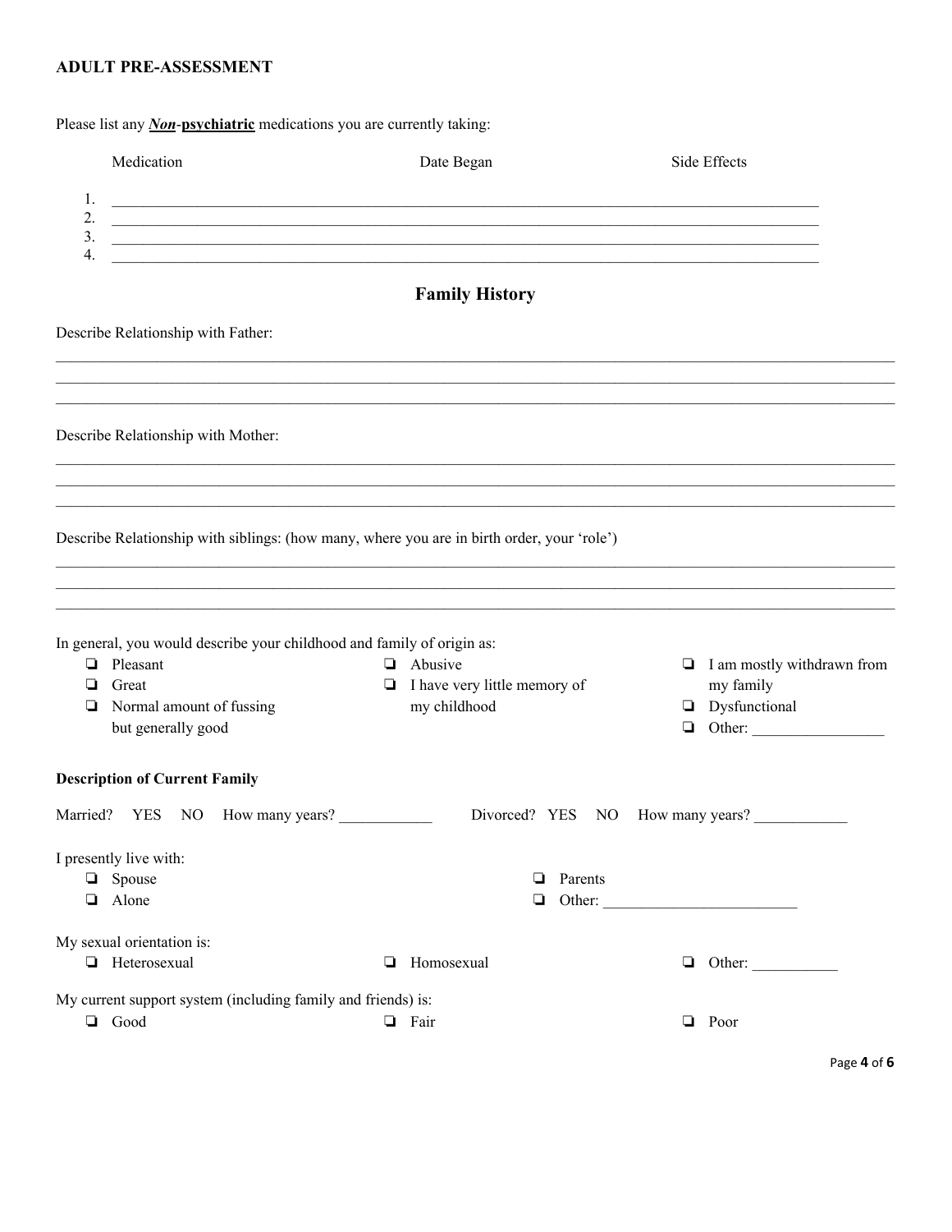**ADULT PRE-ASSESSMENT**

Please list any ***Non*-psychiatric** medications you are currently taking:

| Medication | Date Began | Side Effects |
|---|---|---|
| 1. | | |
| 2. | | |
| 3. | | |
| 4. | | |

## Family History

Describe Relationship with Father:

_______________________________________________

_______________________________________________

_______________________________________________

Describe Relationship with Mother:

_______________________________________________

_______________________________________________

_______________________________________________

Describe Relationship with siblings: (how many, where you are in birth order, your 'role')

_______________________________________________

_______________________________________________

_______________________________________________

In general, you would describe your childhood and family of origin as:

- ❏ Pleasant
- ❏ Great
- ❏ Normal amount of fussing but generally good
- ❏ Abusive
- ❏ I have very little memory of my childhood
- ❏ I am mostly withdrawn from my family
- ❏ Dysfunctional
- ❏ Other: _________________

**Description of Current Family**

Married? YES NO How many years? ____________ Divorced? YES NO How many years? ____________

I presently live with:

- ❏ Spouse
- ❏ Alone
- ❏ Parents
- ❏ Other: ________________________

My sexual orientation is:

- ❏ Heterosexual
- ❏ Homosexual
- ❏ Other: ___________

My current support system (including family and friends) is:

- ❏ Good
- ❏ Fair
- ❏ Poor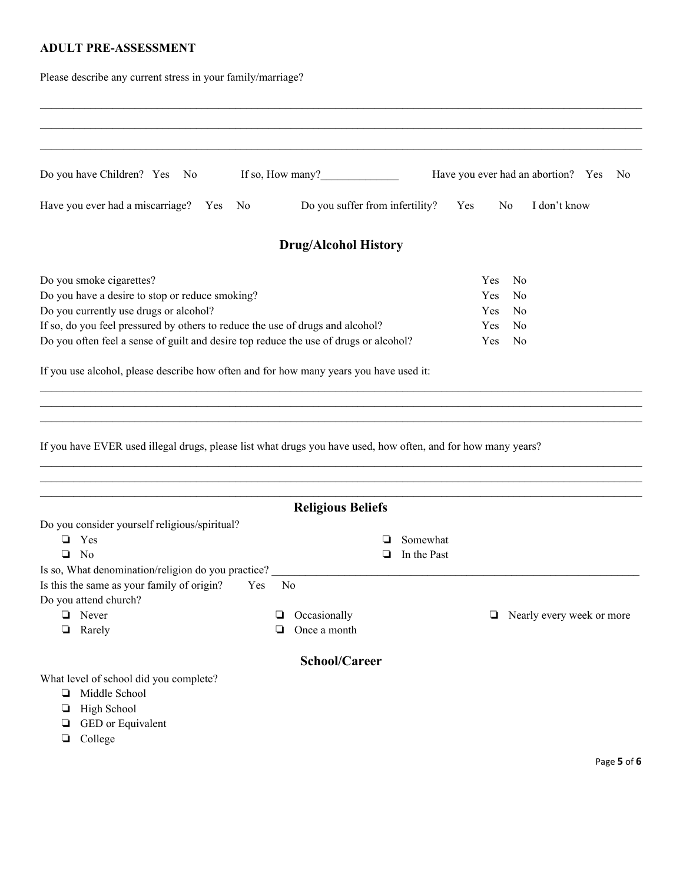**ADULT PRE-ASSESSMENT**

Please describe any current stress in your family/marriage?

______________________________________________________________________________________________

______________________________________________________________________________________________

______________________________________________________________________________________________

Do you have Children? Yes No     If so, How many?______________     Have you ever had an abortion? Yes No

Have you ever had a miscarriage? Yes No     Do you suffer from infertility? Yes No I don't know

## Drug/Alcohol History

| | |
|---|---|
| Do you smoke cigarettes? | Yes No |
| Do you have a desire to stop or reduce smoking? | Yes No |
| Do you currently use drugs or alcohol? | Yes No |
| If so, do you feel pressured by others to reduce the use of drugs and alcohol? | Yes No |
| Do you often feel a sense of guilt and desire top reduce the use of drugs or alcohol? | Yes No |

If you use alcohol, please describe how often and for how many years you have used it:

______________________________________________________________________________________________

______________________________________________________________________________________________

______________________________________________________________________________________________

If you have EVER used illegal drugs, please list what drugs you have used, how often, and for how many years?

______________________________________________________________________________________________

______________________________________________________________________________________________

______________________________________________________________________________________________

## Religious Beliefs

Do you consider yourself religious/spiritual?

- ❏ Yes
- ❏ No
- ❏ Somewhat
- ❏ In the Past

Is so, What denomination/religion do you practice? ____________________________________________

Is this the same as your family of origin? Yes No

Do you attend church?

- ❏ Never
- ❏ Rarely
- ❏ Occasionally
- ❏ Once a month
- ❏ Nearly every week or more

## School/Career

What level of school did you complete?

- ❏ Middle School
- ❏ High School
- ❏ GED or Equivalent
- ❏ College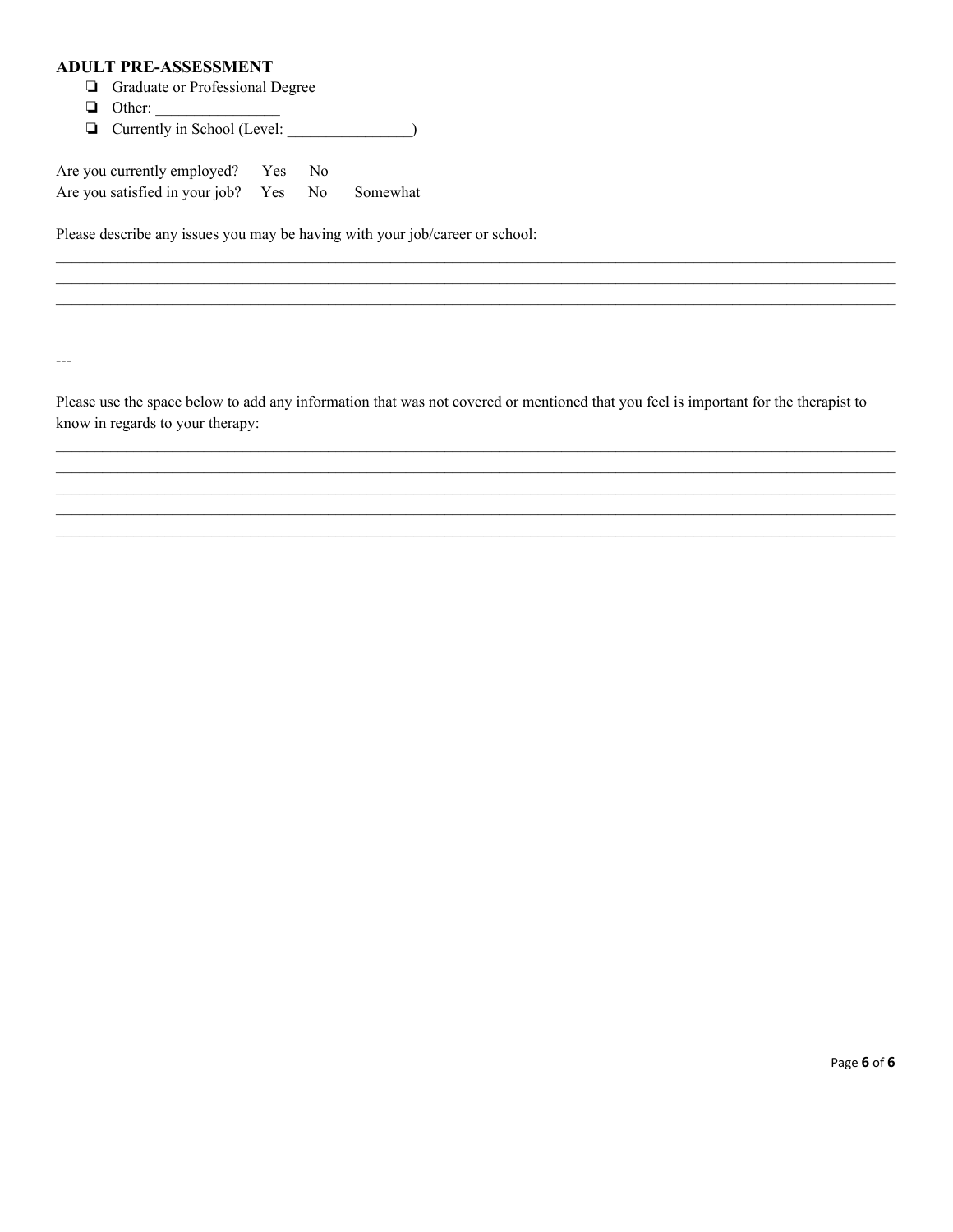**ADULT PRE-ASSESSMENT**

- ❏ Graduate or Professional Degree
- ❏ Other: ________________
- ❏ Currently in School (Level: ________________)

Are you currently employed? Yes No

Are you satisfied in your job? Yes No Somewhat

Please describe any issues you may be having with your job/career or school:

________________________________________________________________________________________________________________
________________________________________________________________________________________________________________
________________________________________________________________________________________________________________

---

Please use the space below to add any information that was not covered or mentioned that you feel is important for the therapist to know in regards to your therapy:

________________________________________________________________________________________________________________
________________________________________________________________________________________________________________
________________________________________________________________________________________________________________
________________________________________________________________________________________________________________
________________________________________________________________________________________________________________